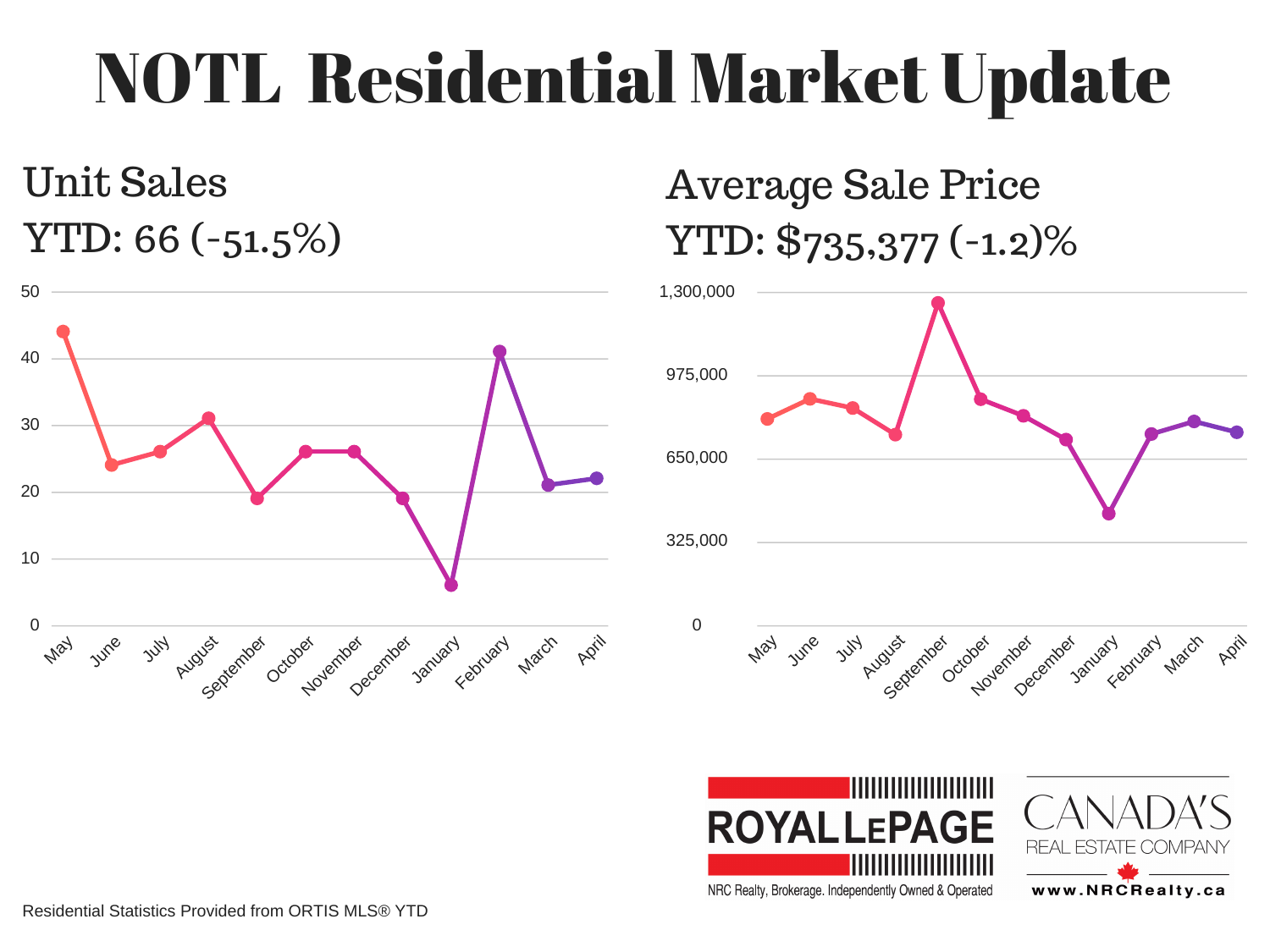# NOTL Residential Market Update

## Unit Sales

YTD: 66 (-51.5%)

## Average Sale Price

YTD: $735,377 (-1.2)%

ROYAL LEPAGE

NRC Realty, Brokerage. Independently Owned & Operated

CANADA'S REAL ESTATE COMPANY

www.NRCRealty.ca

Residential Statistics Provided from ORTIS MLS® YTD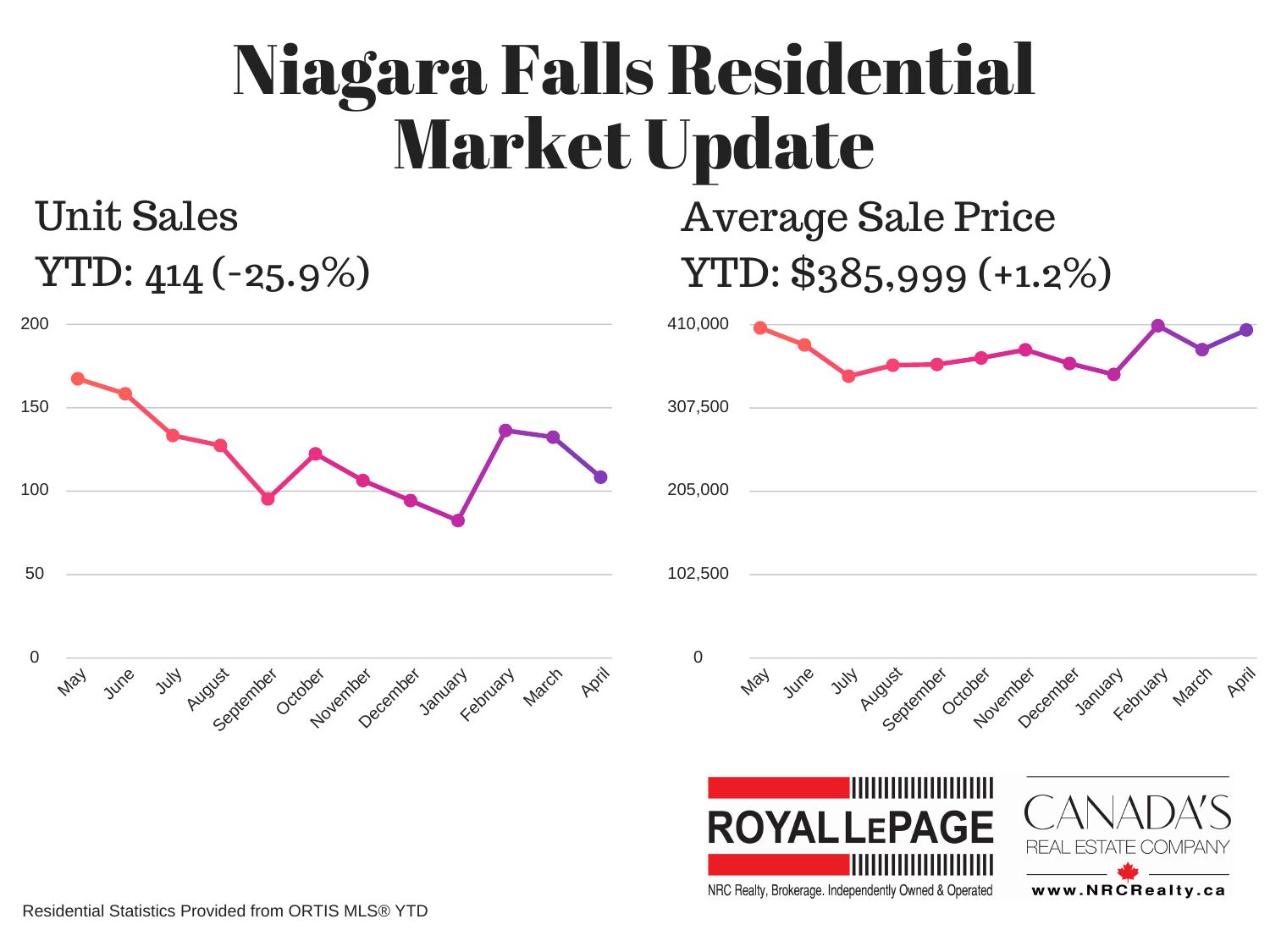# Niagara Falls Residential Market Update

## Unit Sales

YTD: 414 (-25.9%)

## Average Sale Price

YTD: $385,999 (+1.2%)

Residential Statistics Provided from ORTIS MLS® YTD

ROYAL LEPAGE

NRC Realty, Brokerage. Independently Owned & Operated

CANADA'S REAL ESTATE COMPANY

www.NRCRealty.ca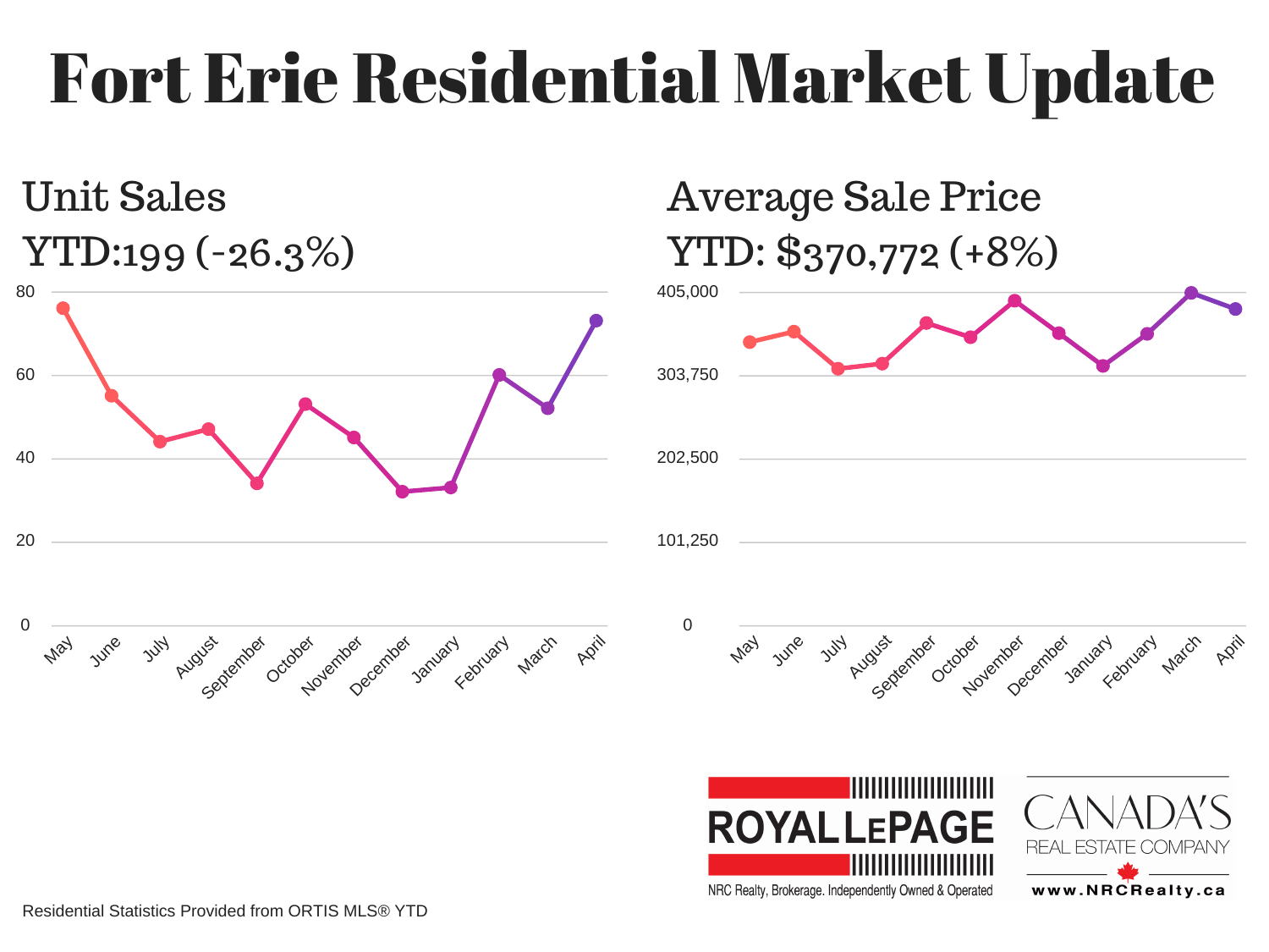# Fort Erie Residential Market Update

## Unit Sales

YTD:199 (-26.3%)

## Average Sale Price

YTD: $370,772 (+8%)

ROYAL LEPAGE

NRC Realty, Brokerage. Independently Owned & Operated

CANADA'S REAL ESTATE COMPANY

www.NRCRealty.ca

Residential Statistics Provided from ORTIS MLS® YTD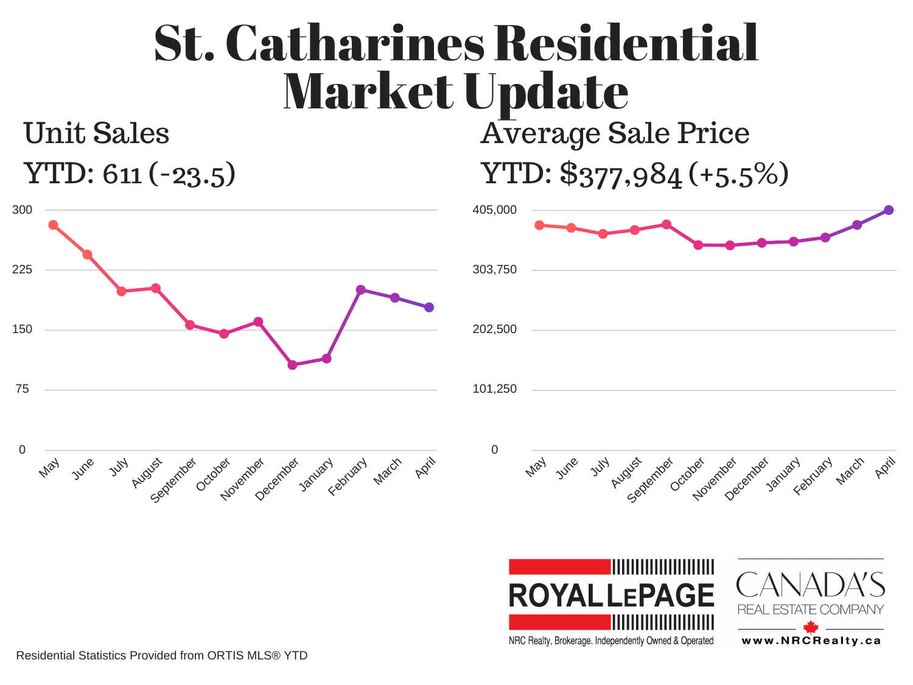# St. Catharines Residential Market Update

## Unit Sales

YTD: 611 (-23.5)

300

225

150

75

0

May June July August September October November December January February March April

## Average Sale Price

YTD: $377,984 (+5.5%)

405,000

303,750

202,500

101,250

0

May June July August September October November December January February March April

ROYAL LEPAGE

NRC Realty, Brokerage. Independently Owned & Operated

CANADA'S REAL ESTATE COMPANY

www.NRCRealty.ca

Residential Statistics Provided from ORTIS MLS® YTD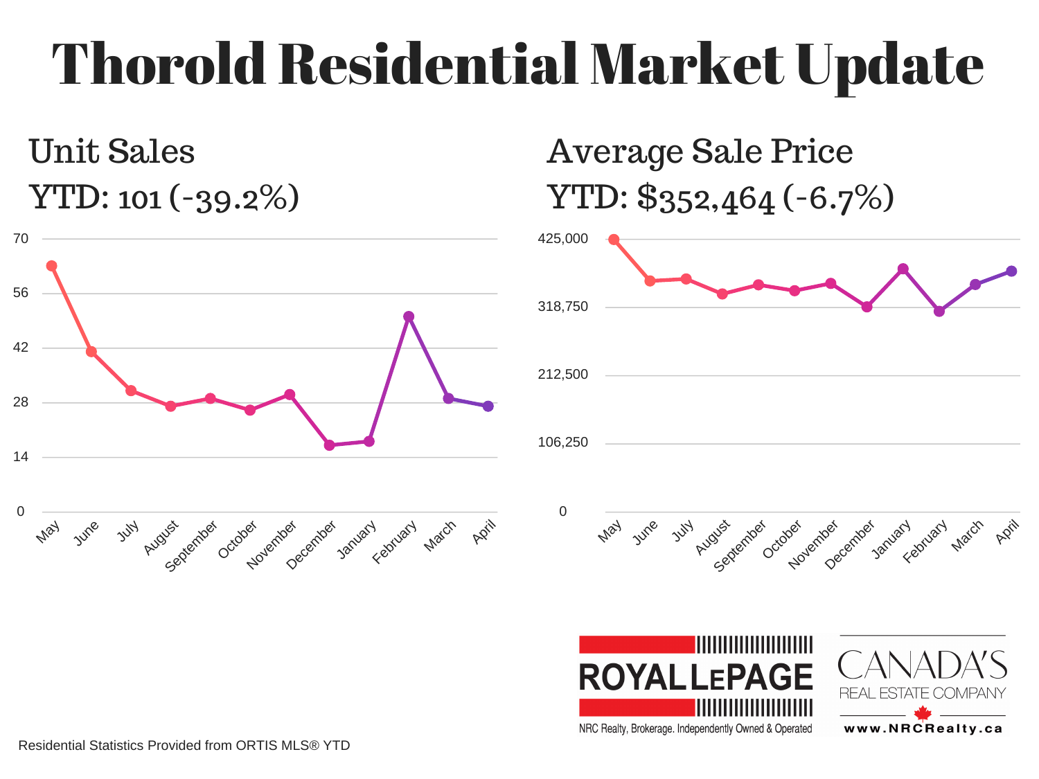# Thorold Residential Market Update

## Unit Sales

## YTD: 101 (-39.2%)

## Average Sale Price

## YTD: $352,464 (-6.7%)

Residential Statistics Provided from ORTIS MLS® YTD

ROYAL LEPAGE

NRC Realty, Brokerage. Independently Owned & Operated

CANADA'S REAL ESTATE COMPANY

www.NRCRealty.ca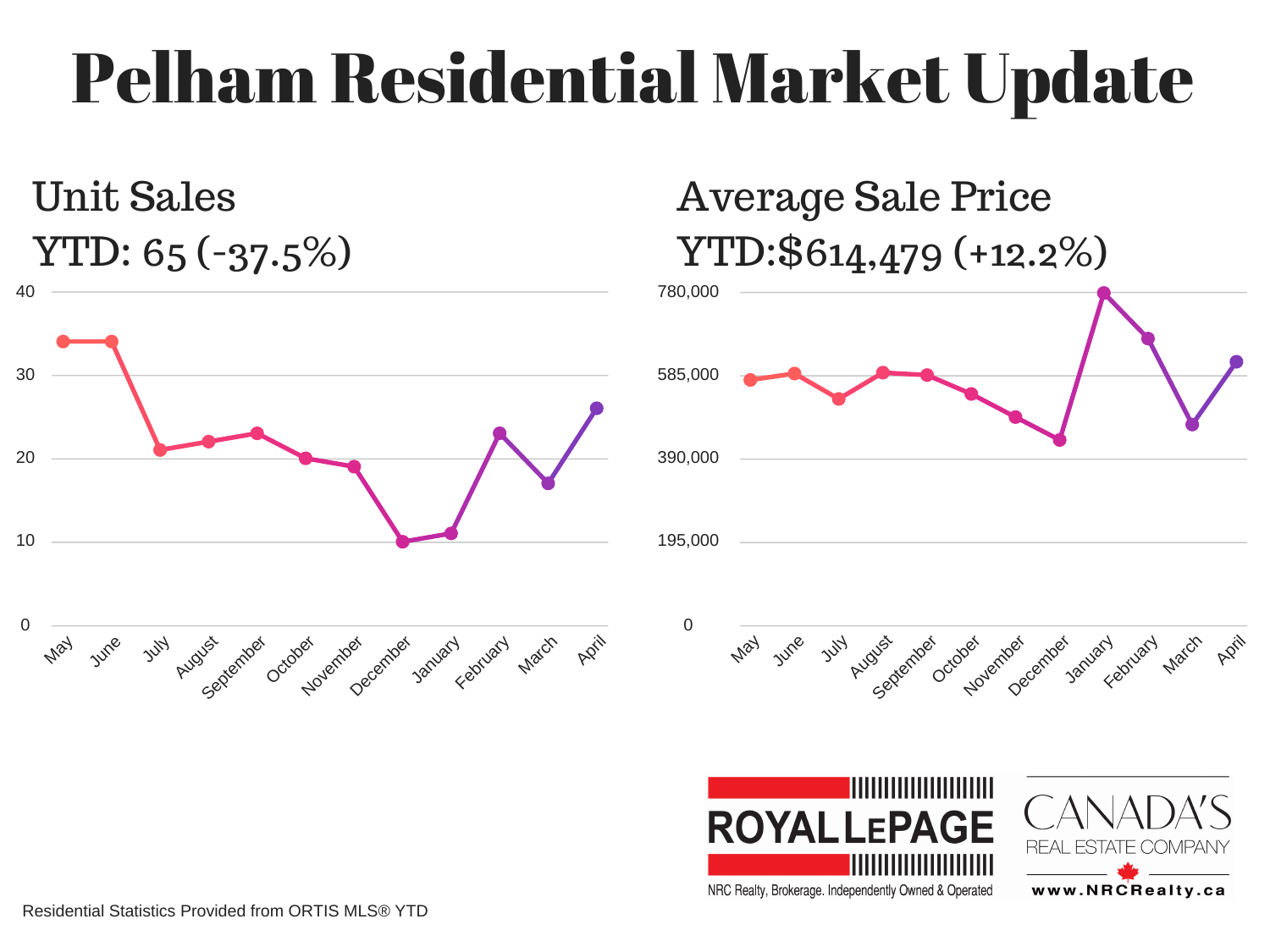# Pelham Residential Market Update

## Unit Sales

YTD: 65 (-37.5%)

## Average Sale Price

YTD:$614,479 (+12.2%)

ROYAL LEPAGE

NRC Realty, Brokerage. Independently Owned & Operated

CANADA'S REAL ESTATE COMPANY

www.NRCRealty.ca

Residential Statistics Provided from ORTIS MLS® YTD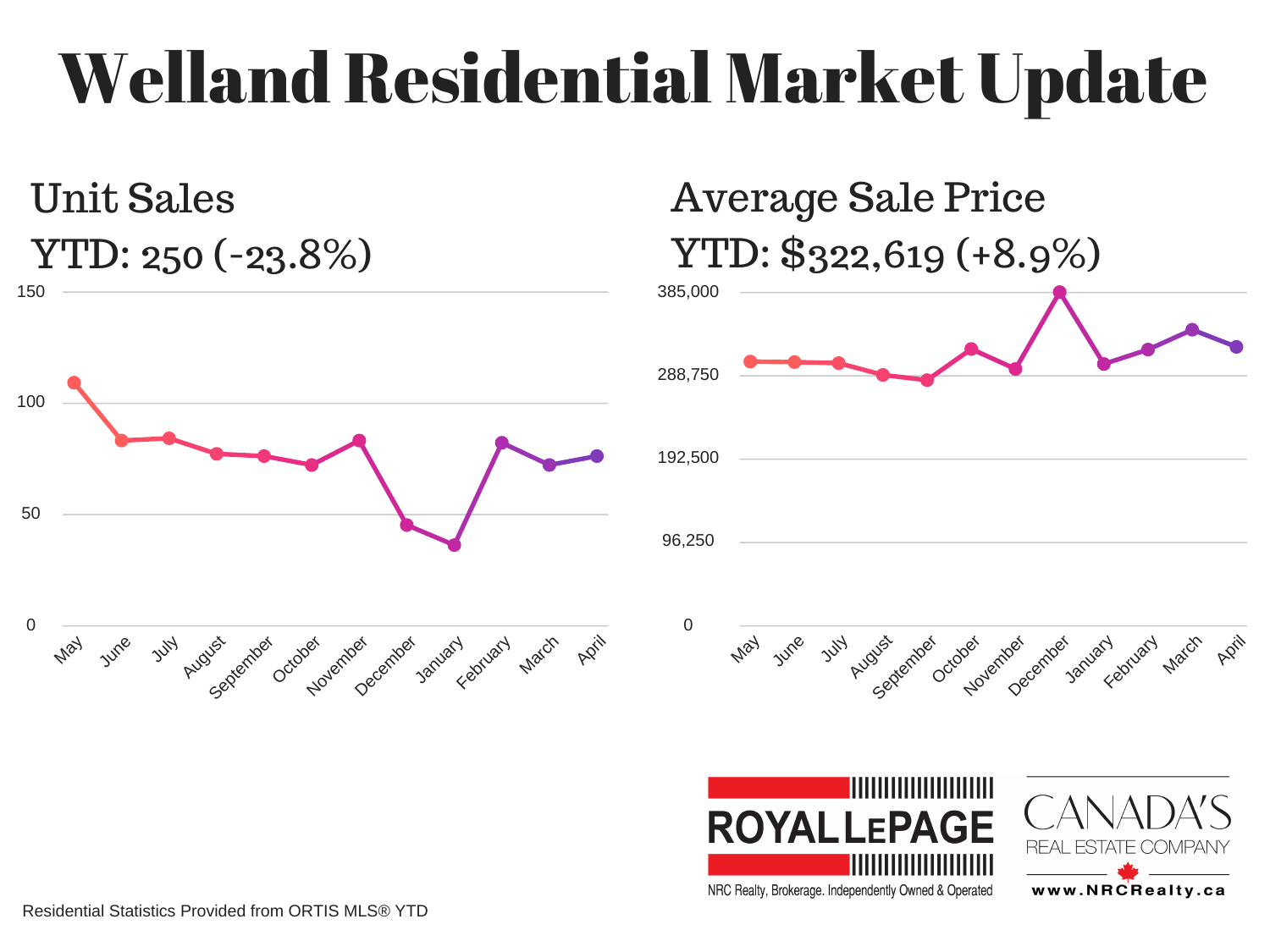# Welland Residential Market Update

## Unit Sales

YTD: 250 (-23.8%)

## Average Sale Price

YTD: $322,619 (+8.9%)

ROYAL LEPAGE

NRC Realty, Brokerage. Independently Owned & Operated

CANADA'S REAL ESTATE COMPANY

www.NRCRealty.ca

Residential Statistics Provided from ORTIS MLS® YTD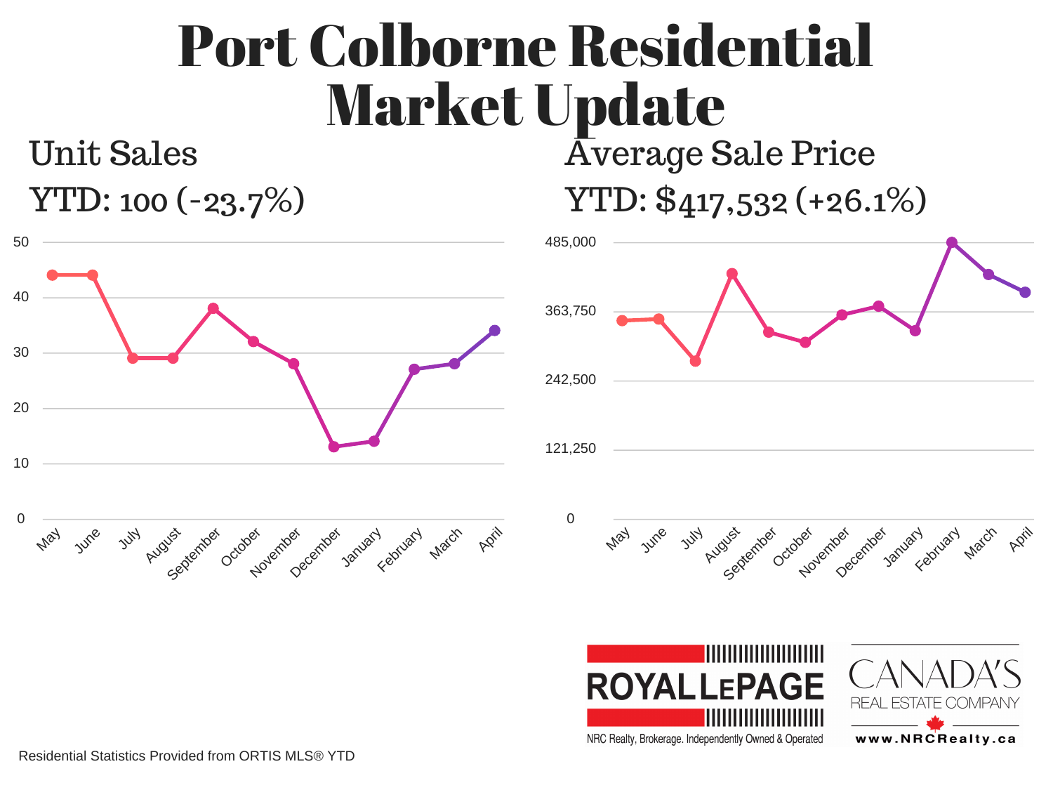# Port Colborne Residential Market Update

## Unit Sales

YTD: 100 (-23.7%)

## Average Sale Price

YTD: $417,532 (+26.1%)

Residential Statistics Provided from ORTIS MLS® YTD

ROYAL LEPAGE

NRC Realty, Brokerage. Independently Owned & Operated

CANADA'S REAL ESTATE COMPANY

www.NRCRealty.ca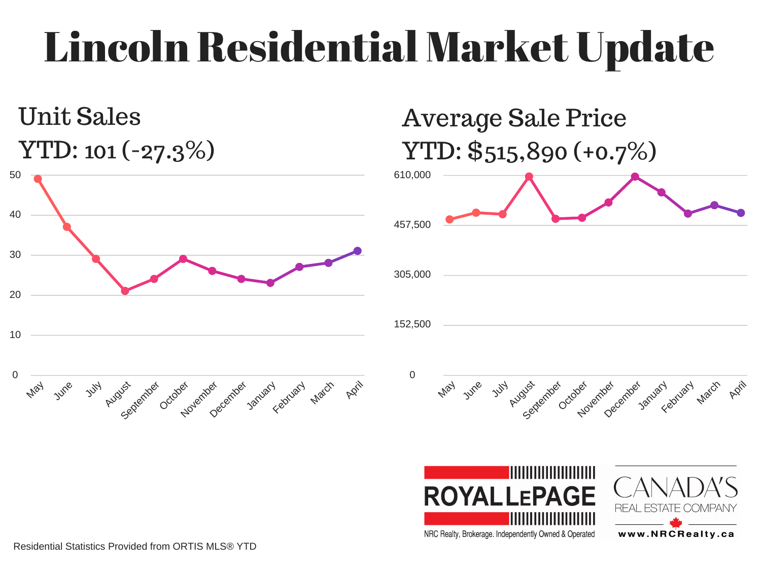# Lincoln Residential Market Update

## Unit Sales

YTD: 101 (-27.3%)

## Average Sale Price

YTD: $515,890 (+0.7%)

ROYAL LEPAGE

NRC Realty, Brokerage. Independently Owned & Operated

CANADA'S REAL ESTATE COMPANY

www.NRCRealty.ca

Residential Statistics Provided from ORTIS MLS® YTD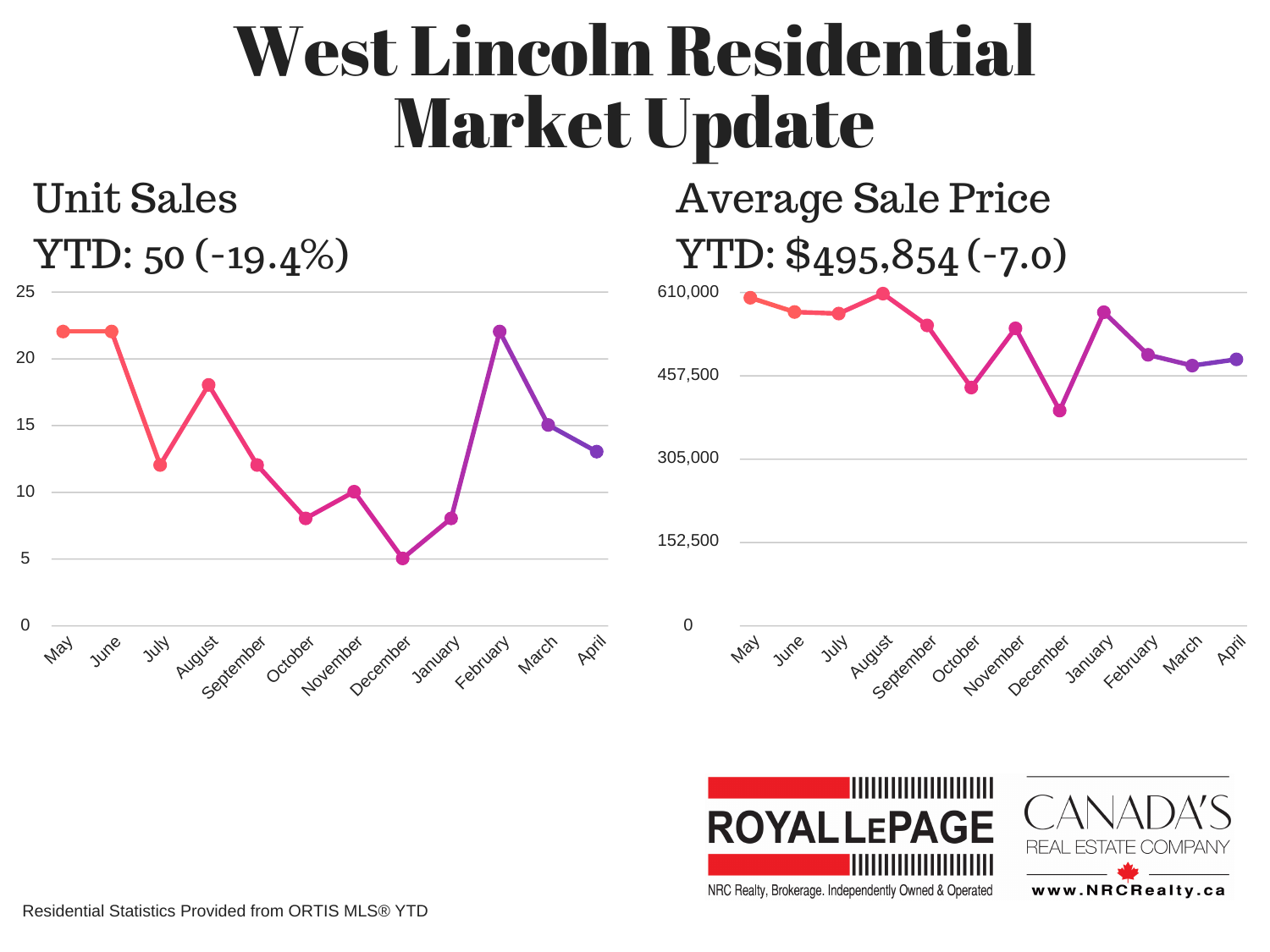# West Lincoln Residential Market Update

## Unit Sales

YTD: 50 (-19.4%)

## Average Sale Price

YTD: $495,854 (-7.0)

Residential Statistics Provided from ORTIS MLS® YTD

ROYAL LEPAGE

NRC Realty, Brokerage. Independently Owned & Operated

CANADA'S REAL ESTATE COMPANY

www.NRCRealty.ca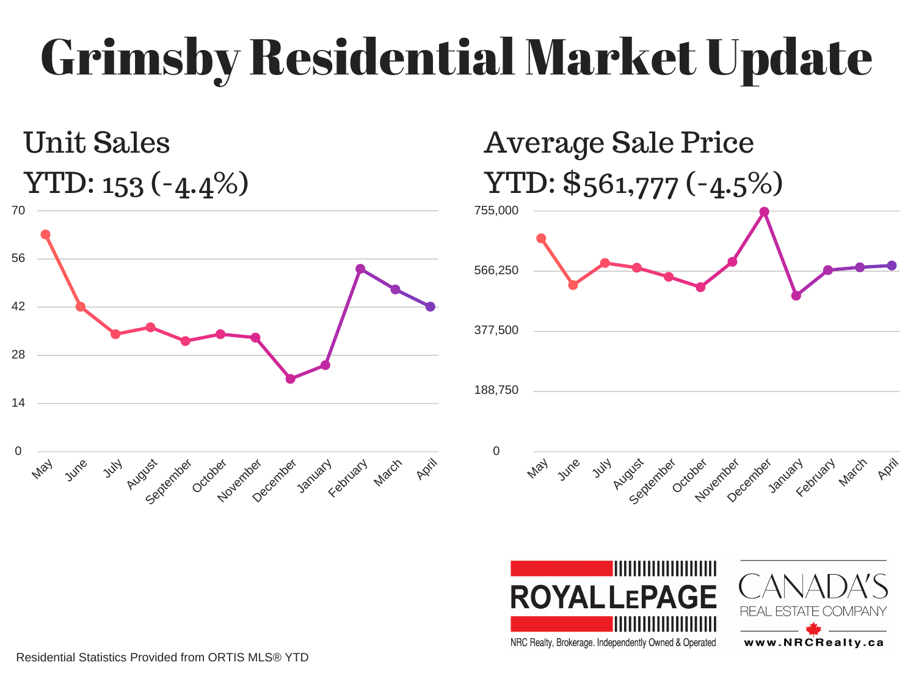# Grimsby Residential Market Update

## Unit Sales

YTD: 153 (-4.4%)

## Average Sale Price

YTD: $561,777 (-4.5%)

Residential Statistics Provided from ORTIS MLS® YTD

ROYAL LEPAGE

NRC Realty, Brokerage. Independently Owned & Operated

CANADA'S REAL ESTATE COMPANY

www.NRCRealty.ca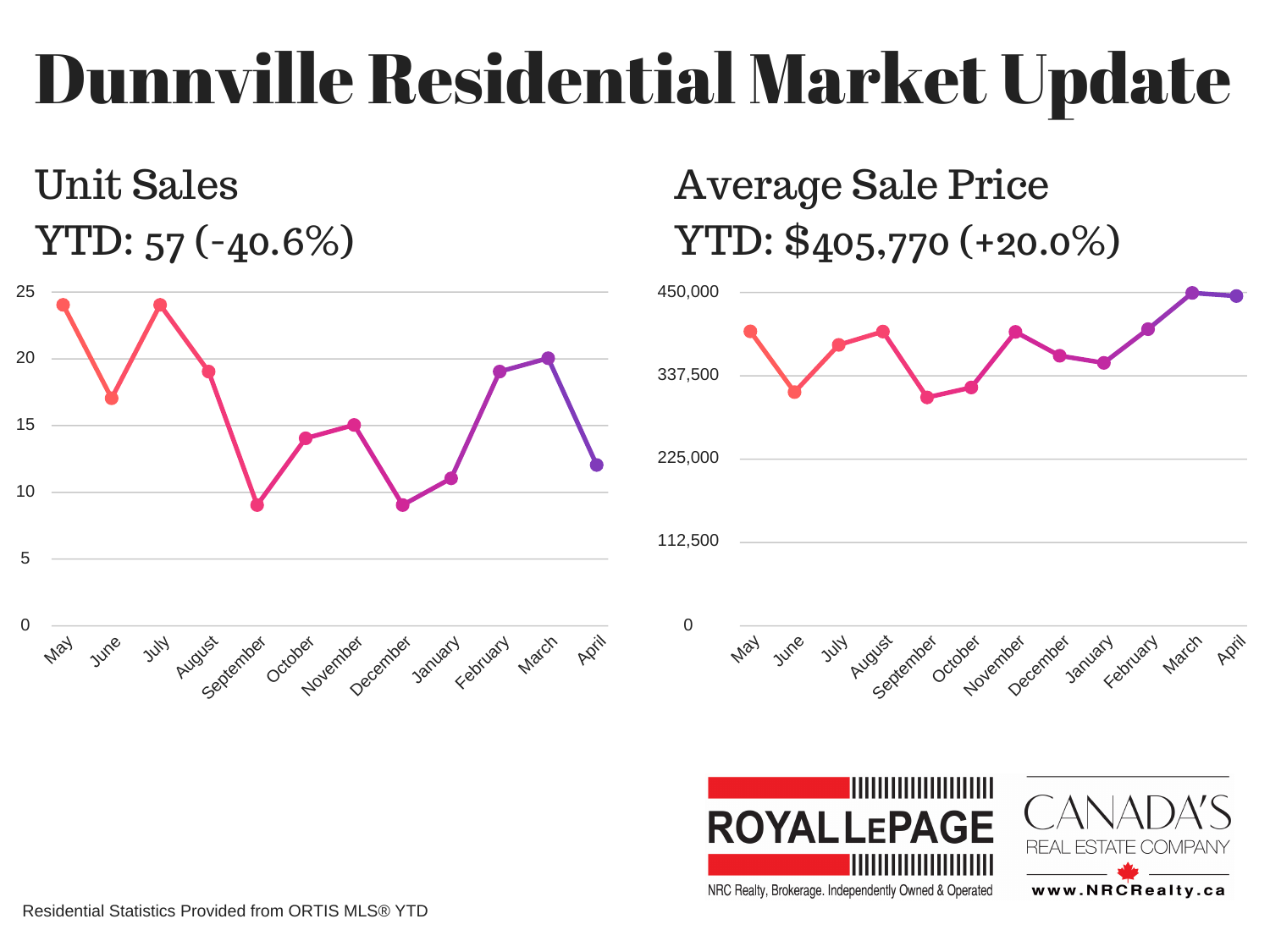# Dunnville Residential Market Update

## Unit Sales

YTD: 57 (-40.6%)

## Average Sale Price

YTD: $405,770 (+20.0%)

Residential Statistics Provided from ORTIS MLS® YTD

ROYAL LEPAGE

NRC Realty, Brokerage. Independently Owned & Operated

CANADA'S REAL ESTATE COMPANY

www.NRCRealty.ca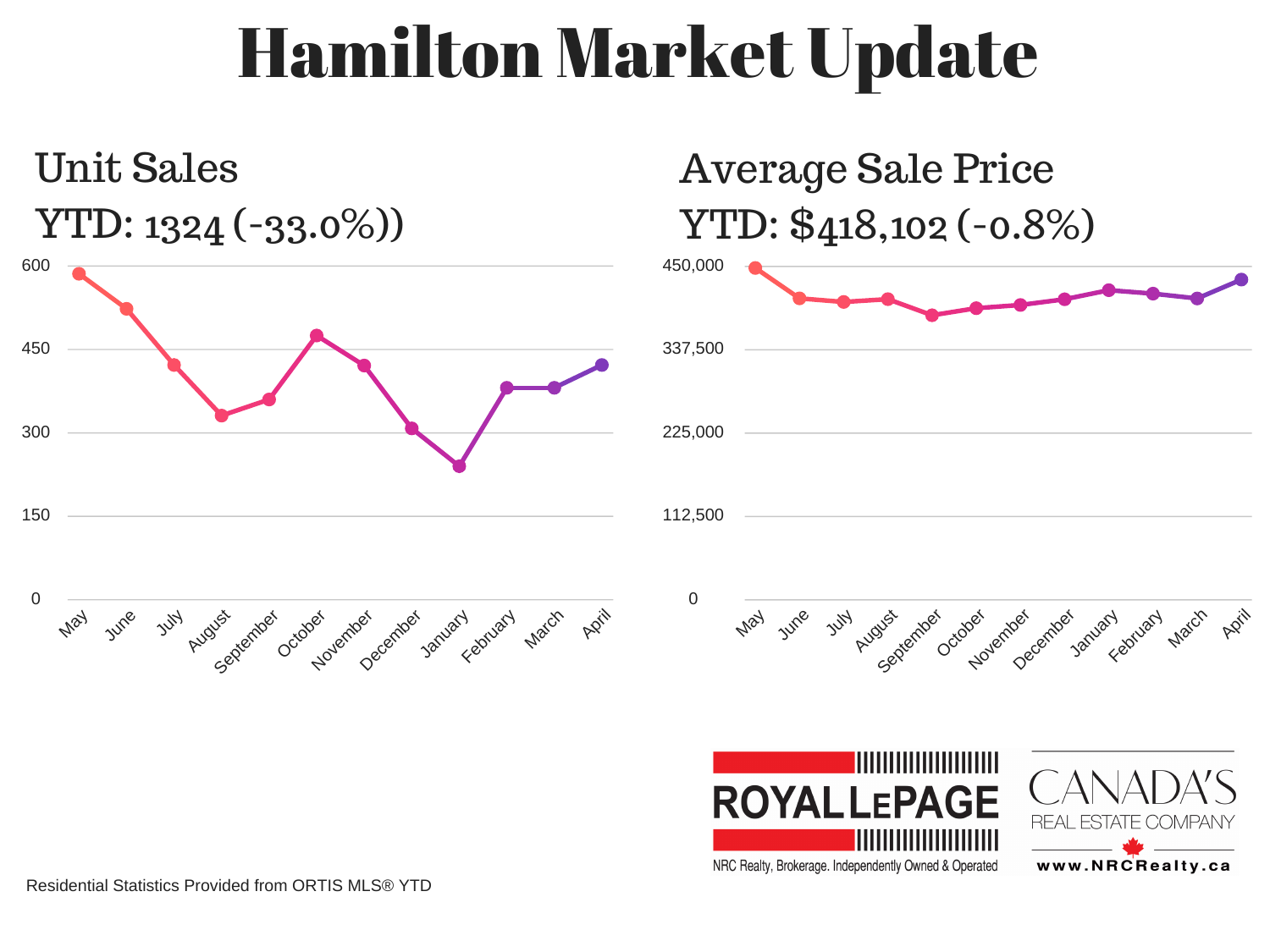# Hamilton Market Update

## Unit Sales

## YTD: 1324 (-33.0%))

## Average Sale Price

## YTD: $418,102 (-0.8%)

Residential Statistics Provided from ORTIS MLS® YTD

ROYAL LEPAGE

NRC Realty, Brokerage. Independently Owned & Operated

CANADA'S REAL ESTATE COMPANY

www.NRCRealty.ca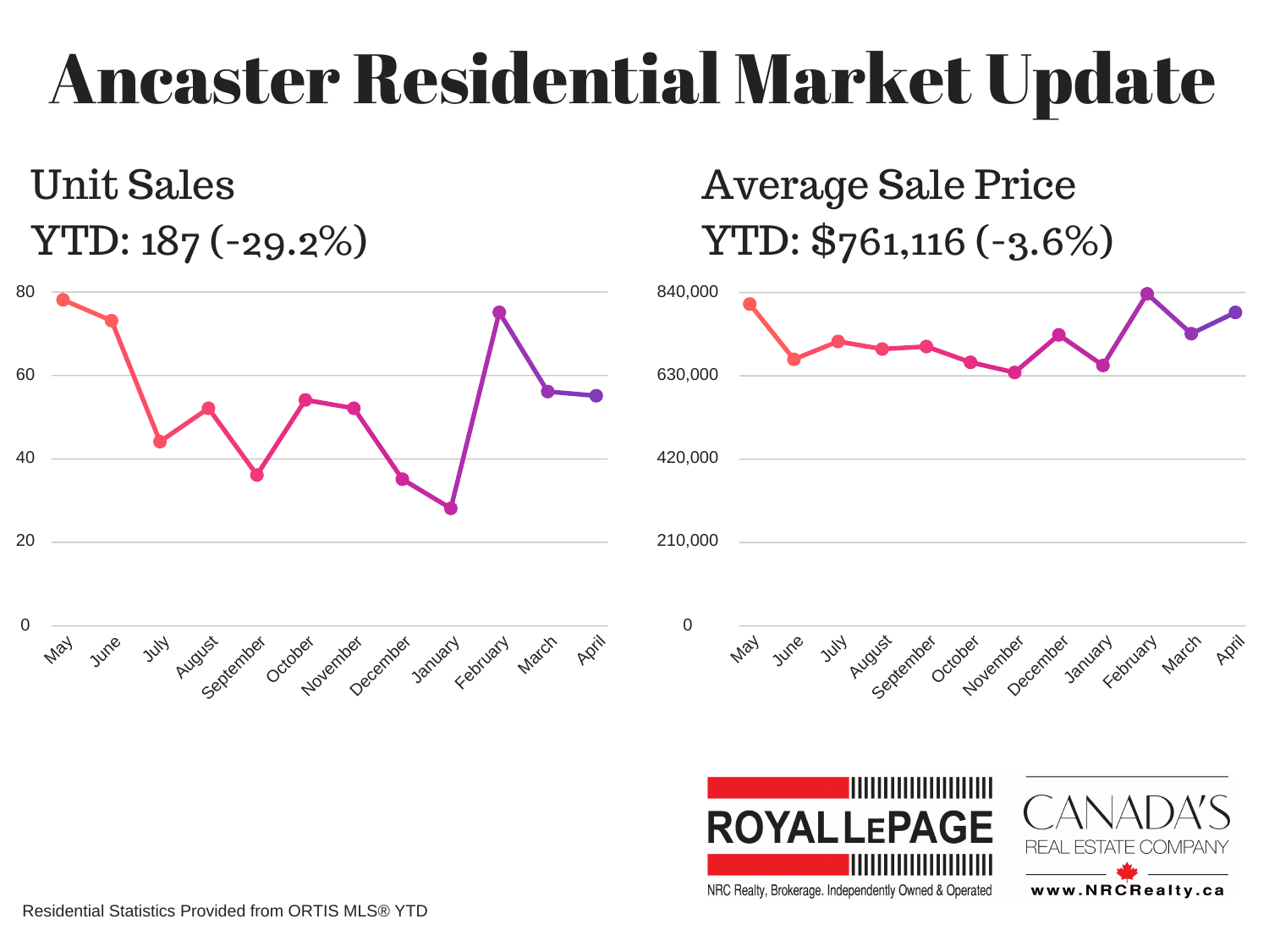# Ancaster Residential Market Update

## Unit Sales

YTD: 187 (-29.2%)

## Average Sale Price

YTD: $761,116 (-3.6%)

ROYAL LEPAGE

NRC Realty, Brokerage. Independently Owned & Operated

CANADA'S REAL ESTATE COMPANY

www.NRCRealty.ca

Residential Statistics Provided from ORTIS MLS® YTD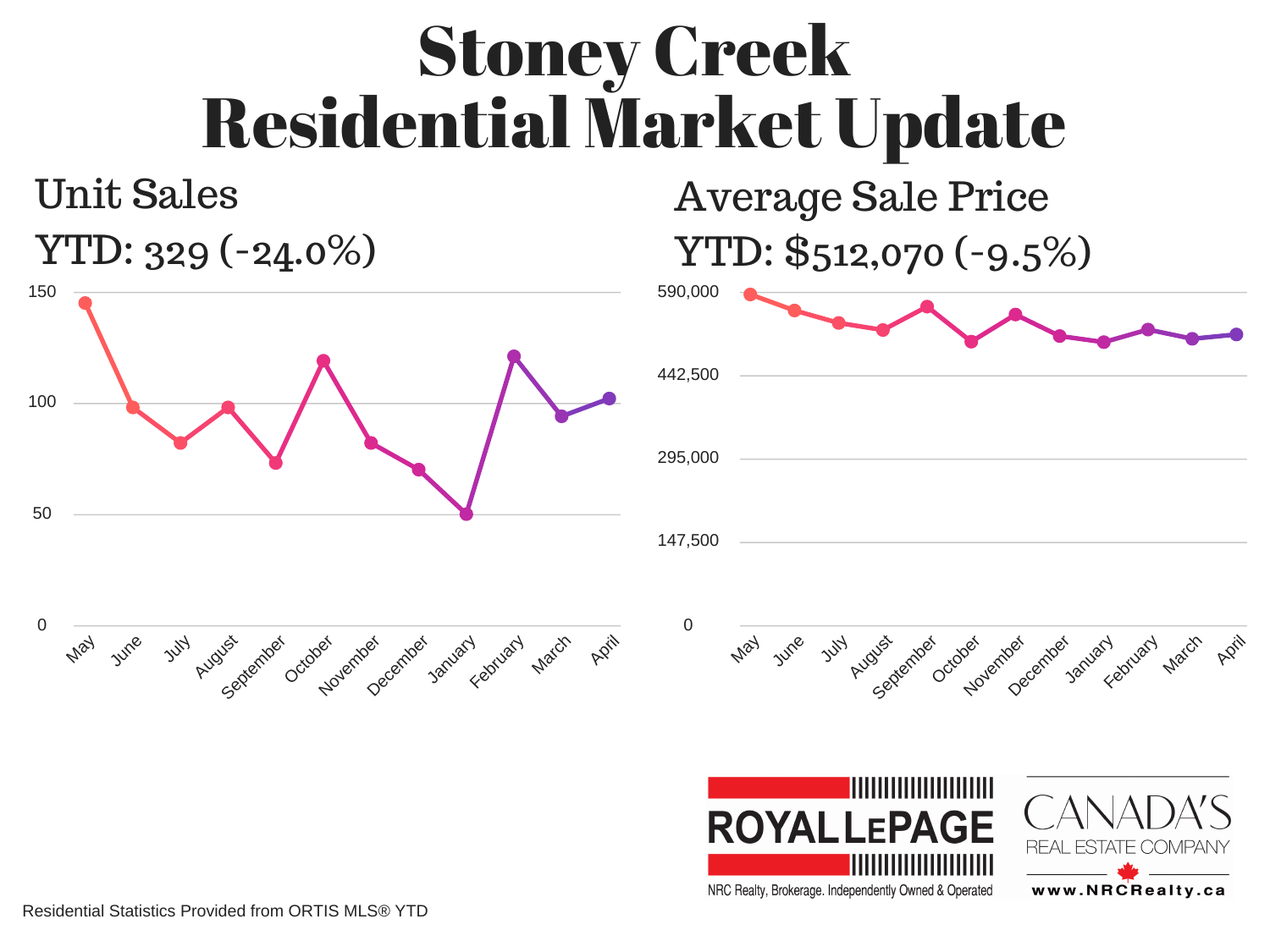# Stoney Creek Residential Market Update

## Unit Sales

YTD: 329 (-24.0%)

150
100
50
0

May June July August September October November December January February March April

## Average Sale Price

YTD: $512,070 (-9.5%)

590,000
442,500
295,000
147,500
0

May June July August September October November December January February March April

ROYAL LEPAGE

NRC Realty, Brokerage. Independently Owned & Operated

CANADA'S REAL ESTATE COMPANY

www.NRCRealty.ca

Residential Statistics Provided from ORTIS MLS® YTD